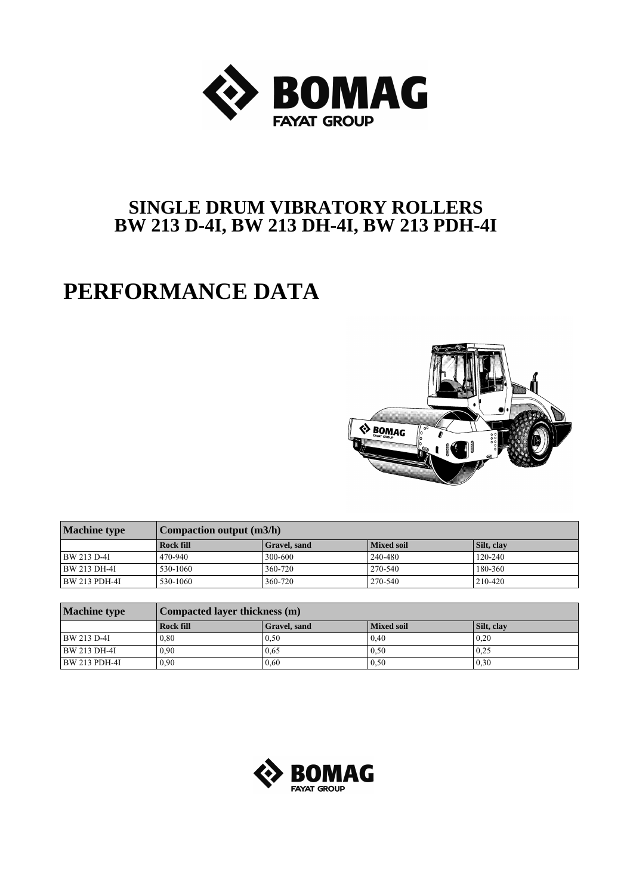# SINGLE DRUM VIBRATORY ROLLERS
# BW 213 D-4I, BW 213 DH-4I, BW 213 PDH-4I

# PERFORMANCE DATA

| Machine type | Compaction output (m3/h) | | | |
|---|---|---|---|---|
| | Rock fill | Gravel, sand | Mixed soil | Silt, clay |
| BW 213 D-4I | 470-940 | 300-600 | 240-480 | 120-240 |
| BW 213 DH-4I | 530-1060 | 360-720 | 270-540 | 180-360 |
| BW 213 PDH-4I | 530-1060 | 360-720 | 270-540 | 210-420 |

| Machine type | Compacted layer thickness (m) | | | |
|---|---|---|---|---|
| | Rock fill | Gravel, sand | Mixed soil | Silt, clay |
| BW 213 D-4I | 0,80 | 0,50 | 0,40 | 0,20 |
| BW 213 DH-4I | 0,90 | 0,65 | 0,50 | 0,25 |
| BW 213 PDH-4I | 0,90 | 0,60 | 0,50 | 0,30 |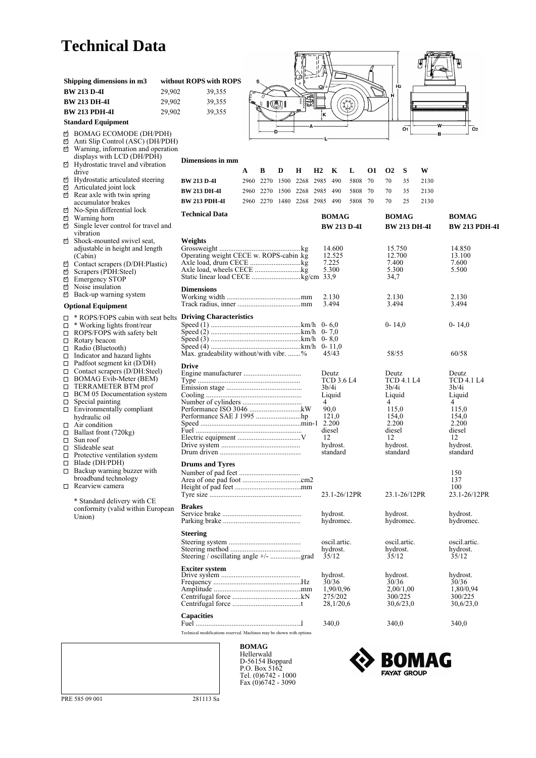# Technical Data

| Shipping dimensions in m3 | without ROPS | with ROPS |
|---|---|---|
| **BW 213 D-4I** | 29,902 | 39,355 |
| **BW 213 DH-4I** | 29,902 | 39,355 |
| **BW 213 PDH-4I** | 29,902 | 39,355 |

S

H2

H

K

A

D

L

O1

W

B

O2

**Standard Equipment**

- ☑ BOMAG ECOMODE (DH/PDH)
- ☑ Anti Slip Control (ASC) (DH/PDH)
- ☑ Warning, information and operation displays with LCD (DH/PDH)
- ☑ Hydrostatic travel and vibration drive
- ☑ Hydrostatic articulated steering
- ☑ Articulated joint lock
- ☑ Rear axle with twin spring accumulator brakes
- ☑ No-Spin differential lock
- ☑ Warning horn
- ☑ Single lever control for travel and vibration
- ☑ Shock-mounted swivel seat, adjustable in height and length (Cabin)
- ☑ Contact scrapers (D/DH:Plastic)
- ☑ Scrapers (PDH:Steel)
- ☑ Emergency STOP
- ☑ Noise insulation
- ☑ Back-up warning system

**Optional Equipment**

- ☐ * ROPS/FOPS cabin with seat belts
- ☐ * Working lights front/rear
- ☐ ROPS/FOPS with safety belt
- ☐ Rotary beacon
- ☐ Radio (Bluetooth)
- ☐ Indicator and hazard lights
- ☐ Padfoot segment kit (D/DH)
- ☐ Contact scrapers (D/DH:Steel)
- ☐ BOMAG Evib-Meter (BEM)
- ☐ TERRAMETER BTM prof
- ☐ BCM 05 Documentation system
- ☐ Special painting
- ☐ Environmentally compliant hydraulic oil
- ☐ Air condition
- ☐ Ballast front (720kg)
- ☐ Sun roof
- ☐ Slideable seat
- ☐ Protective ventilation system
- ☐ Blade (DH/PDH)
- ☐ Backup warning buzzer with broadband technology
- ☐ Rearview camera

\* Standard delivery with CE conformity (valid within European Union)

**Dimensions in mm**

| | A | B | D | H | H2 | K | L | O1 | O2 | S | W |
|---|---|---|---|---|---|---|---|---|---|---|---|
| **BW 213 D-4I** | 2960 | 2270 | 1500 | 2268 | 2985 | 490 | 5808 | 70 | 70 | 35 | 2130 |
| **BW 213 DH-4I** | 2960 | 2270 | 1500 | 2268 | 2985 | 490 | 5808 | 70 | 70 | 35 | 2130 |
| **BW 213 PDH-4I** | 2960 | 2270 | 1480 | 2268 | 2985 | 490 | 5808 | 70 | 70 | 25 | 2130 |

| **Technical Data** | | **BOMAG BW 213 D-4I** | **BOMAG BW 213 DH-4I** | **BOMAG BW 213 PDH-4I** |
|---|---|---|---|---|
| **Weights** | | | | |
| Grossweight | kg | 14.600 | 15.750 | 14.850 |
| Operating weight CECE w. ROPS-cabin | kg | 12.525 | 12.700 | 13.100 |
| Axle load, drum CECE | kg | 7.225 | 7.400 | 7.600 |
| Axle load, wheels CECE | kg | 5.300 | 5.300 | 5.500 |
| Static linear load CECE | kg/cm | 33,9 | 34,7 | |
| **Dimensions** | | | | |
| Working width | mm | 2.130 | 2.130 | 2.130 |
| Track radius, inner | mm | 3.494 | 3.494 | 3.494 |
| **Driving Characteristics** | | | | |
| Speed (1) | km/h | 0- 6,0 | 0- 14,0 | 0- 14,0 |
| Speed (2) | km/h | 0- 7,0 | | |
| Speed (3) | km/h | 0- 8,0 | | |
| Speed (4) | km/h | 0- 11,0 | | |
| Max. gradeability without/with vibr. | % | 45/43 | 58/55 | 60/58 |
| **Drive** | | | | |
| Engine manufacturer | | Deutz | Deutz | Deutz |
| Type | | TCD 3.6 L4 | TCD 4.1 L4 | TCD 4.1 L4 |
| Emission stage | | 3b/4i | 3b/4i | 3b/4i |
| Cooling | | Liquid | Liquid | Liquid |
| Number of cylinders | | 4 | 4 | 4 |
| Performance ISO 3046 | kW | 90,0 | 115,0 | 115,0 |
| Performance SAE J 1995 | hp | 121,0 | 154,0 | 154,0 |
| Speed | min-1 | 2.200 | 2.200 | 2.200 |
| Fuel | | diesel | diesel | diesel |
| Electric equipment | V | 12 | 12 | 12 |
| Drive system | | hydrost. | hydrost. | hydrost. |
| Drum driven | | standard | standard | standard |
| **Drums and Tyres** | | | | |
| Number of pad feet | | | | 150 |
| Area of one pad foot | cm2 | | | 137 |
| Height of pad feet | mm | | | 100 |
| Tyre size | | 23.1-26/12PR | 23.1-26/12PR | 23.1-26/12PR |
| **Brakes** | | | | |
| Service brake | | hydrost. | hydrost. | hydrost. |
| Parking brake | | hydromec. | hydromec. | hydromec. |
| **Steering** | | | | |
| Steering system | | oscil.artic. | oscil.artic. | oscil.artic. |
| Steering method | | hydrost. | hydrost. | hydrost. |
| Steering / oscillating angle +/- | grad | 35/12 | 35/12 | 35/12 |
| **Exciter system** | | | | |
| Drive system | | hydrost. | hydrost. | hydrost. |
| Frequency | Hz | 30/36 | 30/36 | 30/36 |
| Amplitude | mm | 1,90/0,96 | 2,00/1,00 | 1,80/0,94 |
| Centrifugal force | kN | 275/202 | 300/225 | 300/225 |
| Centrifugal force | t | 28,1/20,6 | 30,6/23,0 | 30,6/23,0 |
| **Capacities** | | | | |
| Fuel | l | 340,0 | 340,0 | 340,0 |

Technical modifications reserved. Machines may be shown with options.

**BOMAG**
Hellerwald
D-56154 Boppard
P.O. Box 5162
Tel. (0)6742 - 1000
Fax (0)6742 - 3090

BOMAG
FAYAT GROUP

PRE 585 09 001 281113 Sa